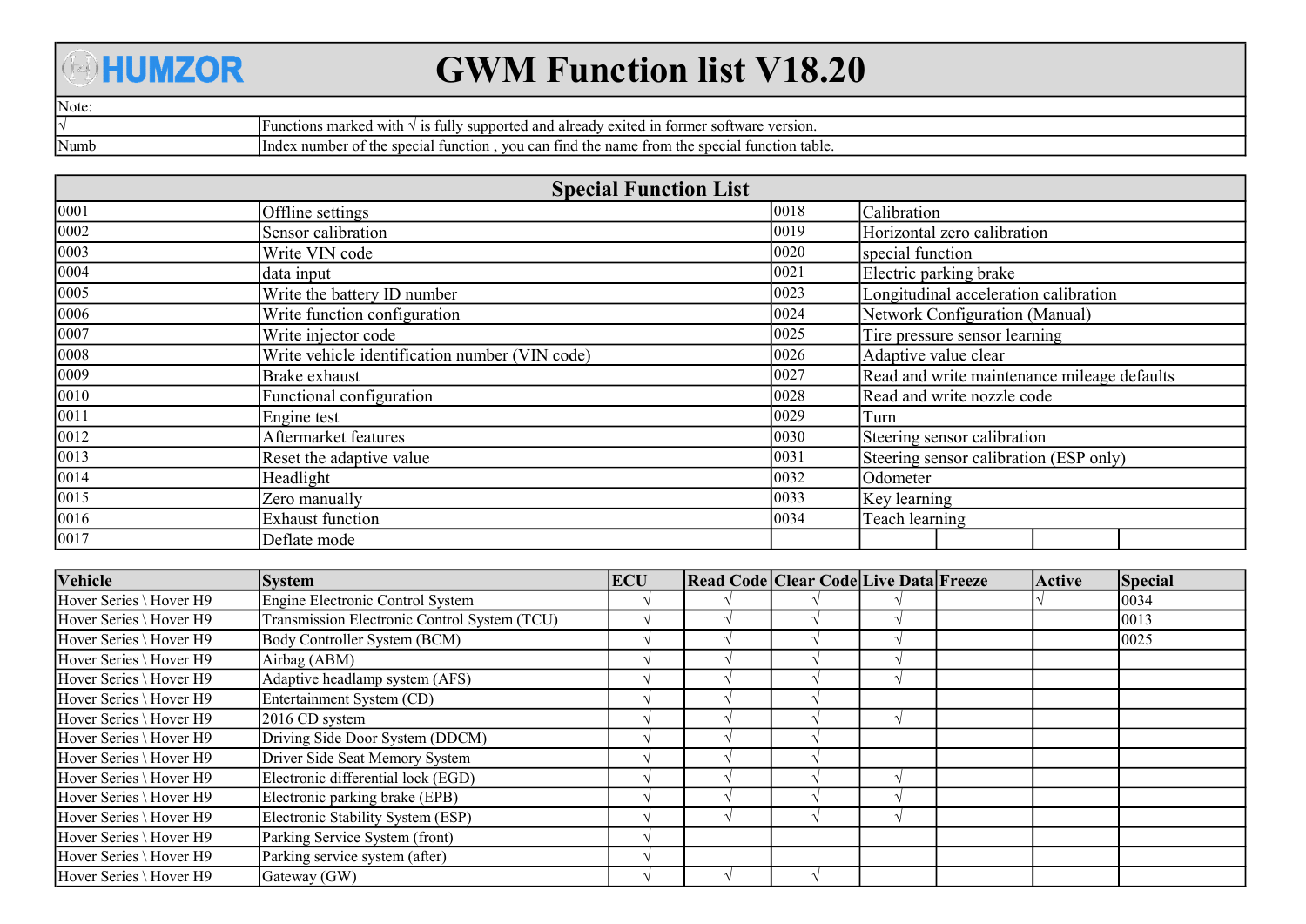# HUMZOR GWM Function list V18.20

| Note: | |
|---|---|
| √ | Functions marked with √ is fully supported and already exited in former software version. |
| Numb | Index number of the special function , you can find the name from the special function table. |

## Special Function List

| | | | |
|---|---|---|---|
| 0001 | Offline settings | 0018 | Calibration |
| 0002 | Sensor calibration | 0019 | Horizontal zero calibration |
| 0003 | Write VIN code | 0020 | special function |
| 0004 | data input | 0021 | Electric parking brake |
| 0005 | Write the battery ID number | 0023 | Longitudinal acceleration calibration |
| 0006 | Write function configuration | 0024 | Network Configuration (Manual) |
| 0007 | Write injector code | 0025 | Tire pressure sensor learning |
| 0008 | Write vehicle identification number (VIN code) | 0026 | Adaptive value clear |
| 0009 | Brake exhaust | 0027 | Read and write maintenance mileage defaults |
| 0010 | Functional configuration | 0028 | Read and write nozzle code |
| 0011 | Engine test | 0029 | Turn |
| 0012 | Aftermarket features | 0030 | Steering sensor calibration |
| 0013 | Reset the adaptive value | 0031 | Steering sensor calibration (ESP only) |
| 0014 | Headlight | 0032 | Odometer |
| 0015 | Zero manually | 0033 | Key learning |
| 0016 | Exhaust function | 0034 | Teach learning |
| 0017 | Deflate mode | | |

| Vehicle | System | ECU | Read Code | Clear Code | Live Data | Freeze | Active | Special |
|---|---|---|---|---|---|---|---|---|
| Hover Series \ Hover H9 | Engine Electronic Control System | √ | √ | √ | √ | | √ | 0034 |
| Hover Series \ Hover H9 | Transmission Electronic Control System (TCU) | √ | √ | √ | √ | | | 0013 |
| Hover Series \ Hover H9 | Body Controller System (BCM) | √ | √ | √ | √ | | | 0025 |
| Hover Series \ Hover H9 | Airbag (ABM) | √ | √ | √ | √ | | | |
| Hover Series \ Hover H9 | Adaptive headlamp system (AFS) | √ | √ | √ | √ | | | |
| Hover Series \ Hover H9 | Entertainment System (CD) | √ | √ | √ | | | | |
| Hover Series \ Hover H9 | 2016 CD system | √ | √ | √ | √ | | | |
| Hover Series \ Hover H9 | Driving Side Door System (DDCM) | √ | √ | √ | | | | |
| Hover Series \ Hover H9 | Driver Side Seat Memory System | √ | √ | √ | | | | |
| Hover Series \ Hover H9 | Electronic differential lock (EGD) | √ | √ | √ | √ | | | |
| Hover Series \ Hover H9 | Electronic parking brake (EPB) | √ | √ | √ | √ | | | |
| Hover Series \ Hover H9 | Electronic Stability System (ESP) | √ | √ | √ | √ | | | |
| Hover Series \ Hover H9 | Parking Service System (front) | √ | | | | | | |
| Hover Series \ Hover H9 | Parking service system (after) | √ | | | | | | |
| Hover Series \ Hover H9 | Gateway (GW) | √ | √ | √ | | | | |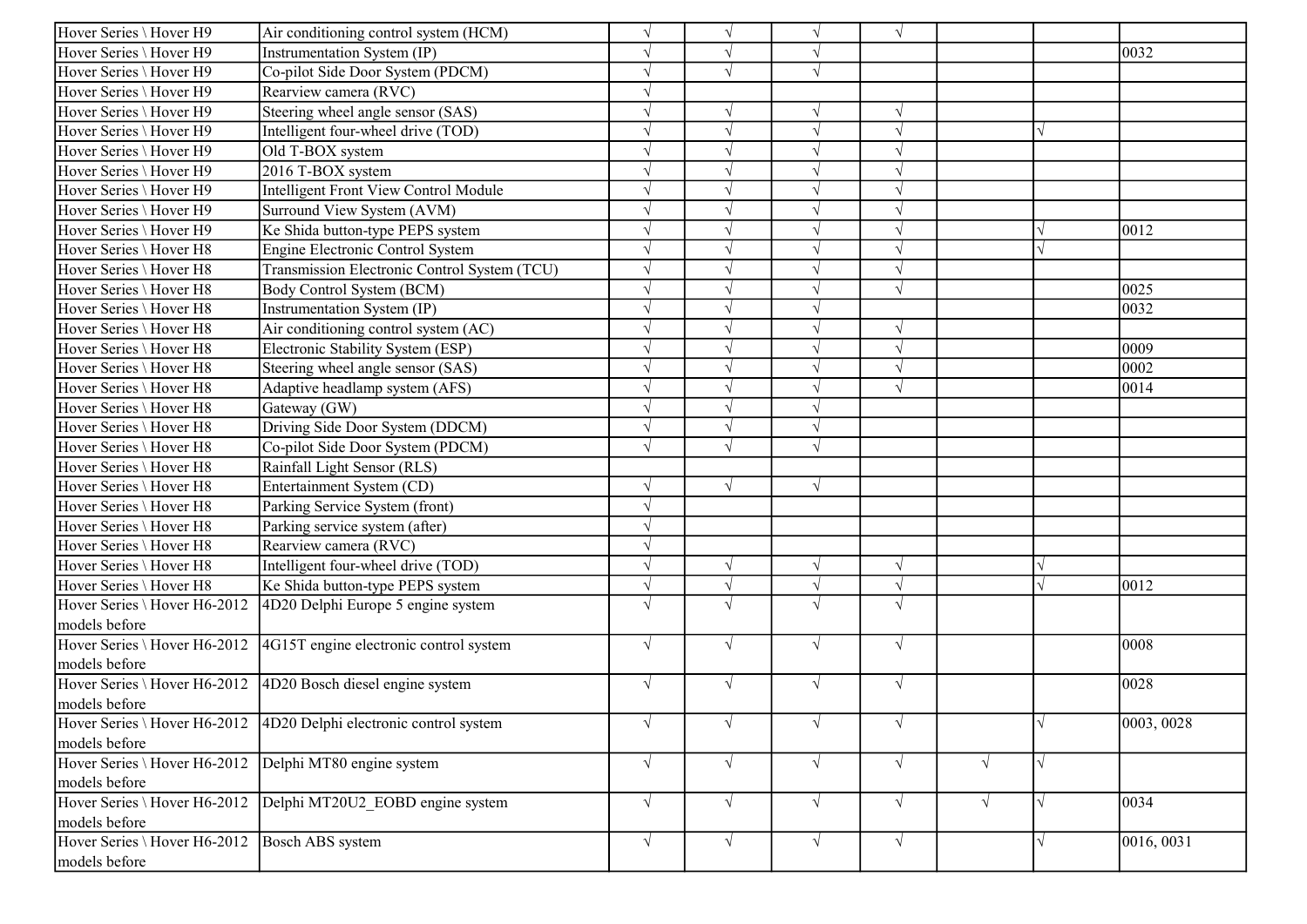| | | | | | | | | |
|---|---|---|---|---|---|---|---|---|
| Hover Series \ Hover H9 | Air conditioning control system (HCM) | √ | √ | √ | √ | | | |
| Hover Series \ Hover H9 | Instrumentation System (IP) | √ | √ | √ | | | | 0032 |
| Hover Series \ Hover H9 | Co-pilot Side Door System (PDCM) | √ | √ | √ | | | | |
| Hover Series \ Hover H9 | Rearview camera (RVC) | √ | | | | | | |
| Hover Series \ Hover H9 | Steering wheel angle sensor (SAS) | √ | √ | √ | √ | | | |
| Hover Series \ Hover H9 | Intelligent four-wheel drive (TOD) | √ | √ | √ | √ | | √ | |
| Hover Series \ Hover H9 | Old T-BOX system | √ | √ | √ | √ | | | |
| Hover Series \ Hover H9 | 2016 T-BOX system | √ | √ | √ | √ | | | |
| Hover Series \ Hover H9 | Intelligent Front View Control Module | √ | √ | √ | √ | | | |
| Hover Series \ Hover H9 | Surround View System (AVM) | √ | √ | √ | √ | | | |
| Hover Series \ Hover H9 | Ke Shida button-type PEPS system | √ | √ | √ | √ | | √ | 0012 |
| Hover Series \ Hover H8 | Engine Electronic Control System | √ | √ | √ | √ | | √ | |
| Hover Series \ Hover H8 | Transmission Electronic Control System (TCU) | √ | √ | √ | √ | | | |
| Hover Series \ Hover H8 | Body Control System (BCM) | √ | √ | √ | √ | | | 0025 |
| Hover Series \ Hover H8 | Instrumentation System (IP) | √ | √ | √ | | | | 0032 |
| Hover Series \ Hover H8 | Air conditioning control system (AC) | √ | √ | √ | √ | | | |
| Hover Series \ Hover H8 | Electronic Stability System (ESP) | √ | √ | √ | √ | | | 0009 |
| Hover Series \ Hover H8 | Steering wheel angle sensor (SAS) | √ | √ | √ | √ | | | 0002 |
| Hover Series \ Hover H8 | Adaptive headlamp system (AFS) | √ | √ | √ | √ | | | 0014 |
| Hover Series \ Hover H8 | Gateway (GW) | √ | √ | √ | | | | |
| Hover Series \ Hover H8 | Driving Side Door System (DDCM) | √ | √ | √ | | | | |
| Hover Series \ Hover H8 | Co-pilot Side Door System (PDCM) | √ | √ | √ | | | | |
| Hover Series \ Hover H8 | Rainfall Light Sensor (RLS) | | | | | | | |
| Hover Series \ Hover H8 | Entertainment System (CD) | √ | √ | √ | | | | |
| Hover Series \ Hover H8 | Parking Service System (front) | √ | | | | | | |
| Hover Series \ Hover H8 | Parking service system (after) | √ | | | | | | |
| Hover Series \ Hover H8 | Rearview camera (RVC) | √ | | | | | | |
| Hover Series \ Hover H8 | Intelligent four-wheel drive (TOD) | √ | √ | √ | √ | | √ | |
| Hover Series \ Hover H8 | Ke Shida button-type PEPS system | √ | √ | √ | √ | | √ | 0012 |
| Hover Series \ Hover H6-2012 models before | 4D20 Delphi Europe 5 engine system | √ | √ | √ | √ | | | |
| Hover Series \ Hover H6-2012 models before | 4G15T engine electronic control system | √ | √ | √ | √ | | | 0008 |
| Hover Series \ Hover H6-2012 models before | 4D20 Bosch diesel engine system | √ | √ | √ | √ | | | 0028 |
| Hover Series \ Hover H6-2012 models before | 4D20 Delphi electronic control system | √ | √ | √ | √ | | √ | 0003, 0028 |
| Hover Series \ Hover H6-2012 models before | Delphi MT80 engine system | √ | √ | √ | √ | √ | √ | |
| Hover Series \ Hover H6-2012 models before | Delphi MT20U2_EOBD engine system | √ | √ | √ | √ | √ | √ | 0034 |
| Hover Series \ Hover H6-2012 models before | Bosch ABS system | √ | √ | √ | √ | | √ | 0016, 0031 |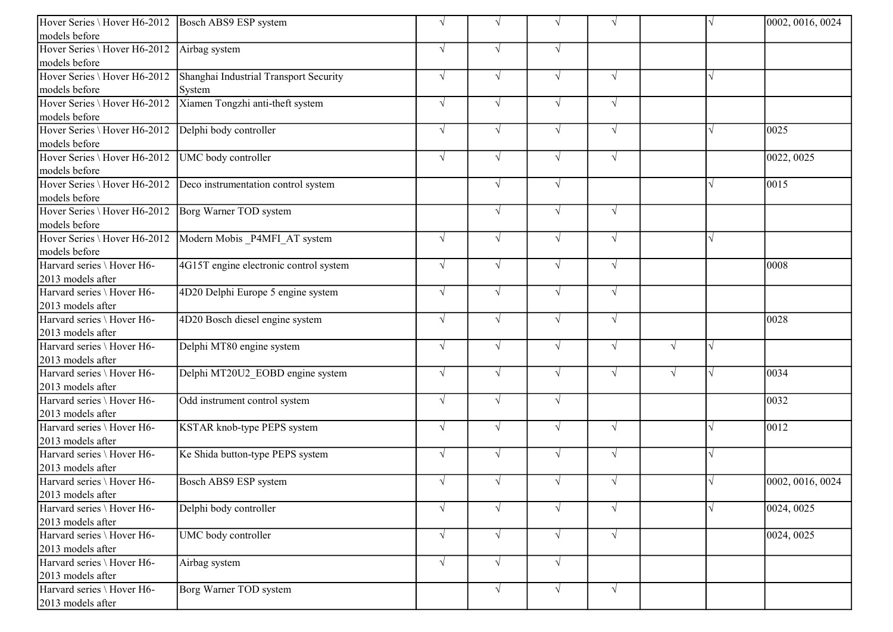| | | | | | | | | |
|---|---|---|---|---|---|---|---|---|
| Hover Series \ Hover H6-2012 models before | Bosch ABS9 ESP system | √ | √ | √ | √ | | √ | 0002, 0016, 0024 |
| Hover Series \ Hover H6-2012 models before | Airbag system | √ | √ | √ | | | | |
| Hover Series \ Hover H6-2012 models before | Shanghai Industrial Transport Security System | √ | √ | √ | √ | | √ | |
| Hover Series \ Hover H6-2012 models before | Xiamen Tongzhi anti-theft system | √ | √ | √ | √ | | | |
| Hover Series \ Hover H6-2012 models before | Delphi body controller | √ | √ | √ | √ | | √ | 0025 |
| Hover Series \ Hover H6-2012 models before | UMC body controller | √ | √ | √ | √ | | | 0022, 0025 |
| Hover Series \ Hover H6-2012 models before | Deco instrumentation control system | | √ | √ | | | √ | 0015 |
| Hover Series \ Hover H6-2012 models before | Borg Warner TOD system | | √ | √ | √ | | | |
| Hover Series \ Hover H6-2012 models before | Modern Mobis _P4MFI_AT system | √ | √ | √ | √ | | √ | |
| Harvard series \ Hover H6-2013 models after | 4G15T engine electronic control system | √ | √ | √ | √ | | | 0008 |
| Harvard series \ Hover H6-2013 models after | 4D20 Delphi Europe 5 engine system | √ | √ | √ | √ | | | |
| Harvard series \ Hover H6-2013 models after | 4D20 Bosch diesel engine system | √ | √ | √ | √ | | | 0028 |
| Harvard series \ Hover H6-2013 models after | Delphi MT80 engine system | √ | √ | √ | √ | √ | √ | |
| Harvard series \ Hover H6-2013 models after | Delphi MT20U2_EOBD engine system | √ | √ | √ | √ | √ | √ | 0034 |
| Harvard series \ Hover H6-2013 models after | Odd instrument control system | √ | √ | √ | | | | 0032 |
| Harvard series \ Hover H6-2013 models after | KSTAR knob-type PEPS system | √ | √ | √ | √ | | √ | 0012 |
| Harvard series \ Hover H6-2013 models after | Ke Shida button-type PEPS system | √ | √ | √ | √ | | √ | |
| Harvard series \ Hover H6-2013 models after | Bosch ABS9 ESP system | √ | √ | √ | √ | | √ | 0002, 0016, 0024 |
| Harvard series \ Hover H6-2013 models after | Delphi body controller | √ | √ | √ | √ | | √ | 0024, 0025 |
| Harvard series \ Hover H6-2013 models after | UMC body controller | √ | √ | √ | √ | | | 0024, 0025 |
| Harvard series \ Hover H6-2013 models after | Airbag system | √ | √ | √ | | | | |
| Harvard series \ Hover H6-2013 models after | Borg Warner TOD system | | √ | √ | √ | | | |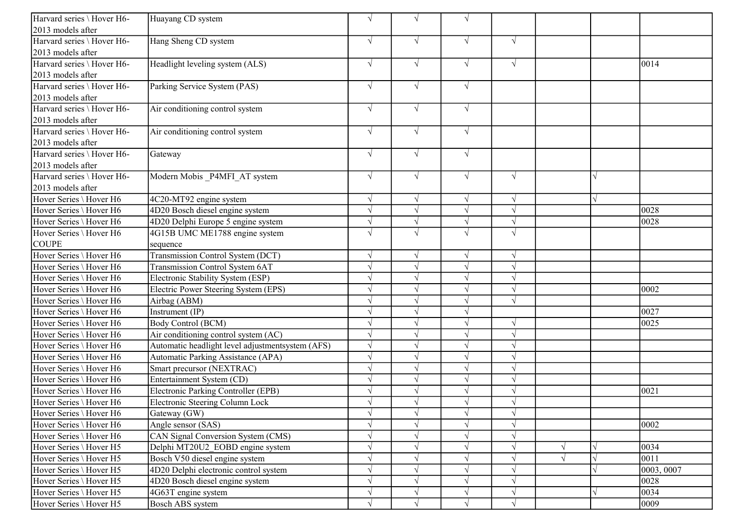| | | | | | | | | |
|---|---|---|---|---|---|---|---|---|
| Harvard series \ Hover H6-2013 models after | Huayang CD system | √ | √ | √ | | | | |
| Harvard series \ Hover H6-2013 models after | Hang Sheng CD system | √ | √ | √ | √ | | | |
| Harvard series \ Hover H6-2013 models after | Headlight leveling system (ALS) | √ | √ | √ | √ | | | 0014 |
| Harvard series \ Hover H6-2013 models after | Parking Service System (PAS) | √ | √ | √ | | | | |
| Harvard series \ Hover H6-2013 models after | Air conditioning control system | √ | √ | √ | | | | |
| Harvard series \ Hover H6-2013 models after | Air conditioning control system | √ | √ | √ | | | | |
| Harvard series \ Hover H6-2013 models after | Gateway | √ | √ | √ | | | | |
| Harvard series \ Hover H6-2013 models after | Modern Mobis _P4MFI_AT system | √ | √ | √ | √ | | √ | |
| Hover Series \ Hover H6 | 4C20-MT92 engine system | √ | √ | √ | √ | | √ | |
| Hover Series \ Hover H6 | 4D20 Bosch diesel engine system | √ | √ | √ | √ | | | 0028 |
| Hover Series \ Hover H6 | 4D20 Delphi Europe 5 engine system | √ | √ | √ | √ | | | 0028 |
| Hover Series \ Hover H6 COUPE | 4G15B UMC ME1788 engine system sequence | √ | √ | √ | √ | | | |
| Hover Series \ Hover H6 | Transmission Control System (DCT) | √ | √ | √ | √ | | | |
| Hover Series \ Hover H6 | Transmission Control System 6AT | √ | √ | √ | √ | | | |
| Hover Series \ Hover H6 | Electronic Stability System (ESP) | √ | √ | √ | √ | | | |
| Hover Series \ Hover H6 | Electric Power Steering System (EPS) | √ | √ | √ | √ | | | 0002 |
| Hover Series \ Hover H6 | Airbag (ABM) | √ | √ | √ | √ | | | |
| Hover Series \ Hover H6 | Instrument (IP) | √ | √ | √ | | | | 0027 |
| Hover Series \ Hover H6 | Body Control (BCM) | √ | √ | √ | √ | | | 0025 |
| Hover Series \ Hover H6 | Air conditioning control system (AC) | √ | √ | √ | √ | | | |
| Hover Series \ Hover H6 | Automatic headlight level adjustmentsystem (AFS) | √ | √ | √ | √ | | | |
| Hover Series \ Hover H6 | Automatic Parking Assistance (APA) | √ | √ | √ | √ | | | |
| Hover Series \ Hover H6 | Smart precursor (NEXTRAC) | √ | √ | √ | √ | | | |
| Hover Series \ Hover H6 | Entertainment System (CD) | √ | √ | √ | √ | | | |
| Hover Series \ Hover H6 | Electronic Parking Controller (EPB) | √ | √ | √ | √ | | | 0021 |
| Hover Series \ Hover H6 | Electronic Steering Column Lock | √ | √ | √ | √ | | | |
| Hover Series \ Hover H6 | Gateway (GW) | √ | √ | √ | √ | | | |
| Hover Series \ Hover H6 | Angle sensor (SAS) | √ | √ | √ | √ | | | 0002 |
| Hover Series \ Hover H6 | CAN Signal Conversion System (CMS) | √ | √ | √ | √ | | | |
| Hover Series \ Hover H5 | Delphi MT20U2_EOBD engine system | √ | √ | √ | √ | √ | √ | 0034 |
| Hover Series \ Hover H5 | Bosch V50 diesel engine system | √ | √ | √ | √ | √ | √ | 0011 |
| Hover Series \ Hover H5 | 4D20 Delphi electronic control system | √ | √ | √ | √ | | √ | 0003, 0007 |
| Hover Series \ Hover H5 | 4D20 Bosch diesel engine system | √ | √ | √ | √ | | | 0028 |
| Hover Series \ Hover H5 | 4G63T engine system | √ | √ | √ | √ | | √ | 0034 |
| Hover Series \ Hover H5 | Bosch ABS system | √ | √ | √ | √ | | | 0009 |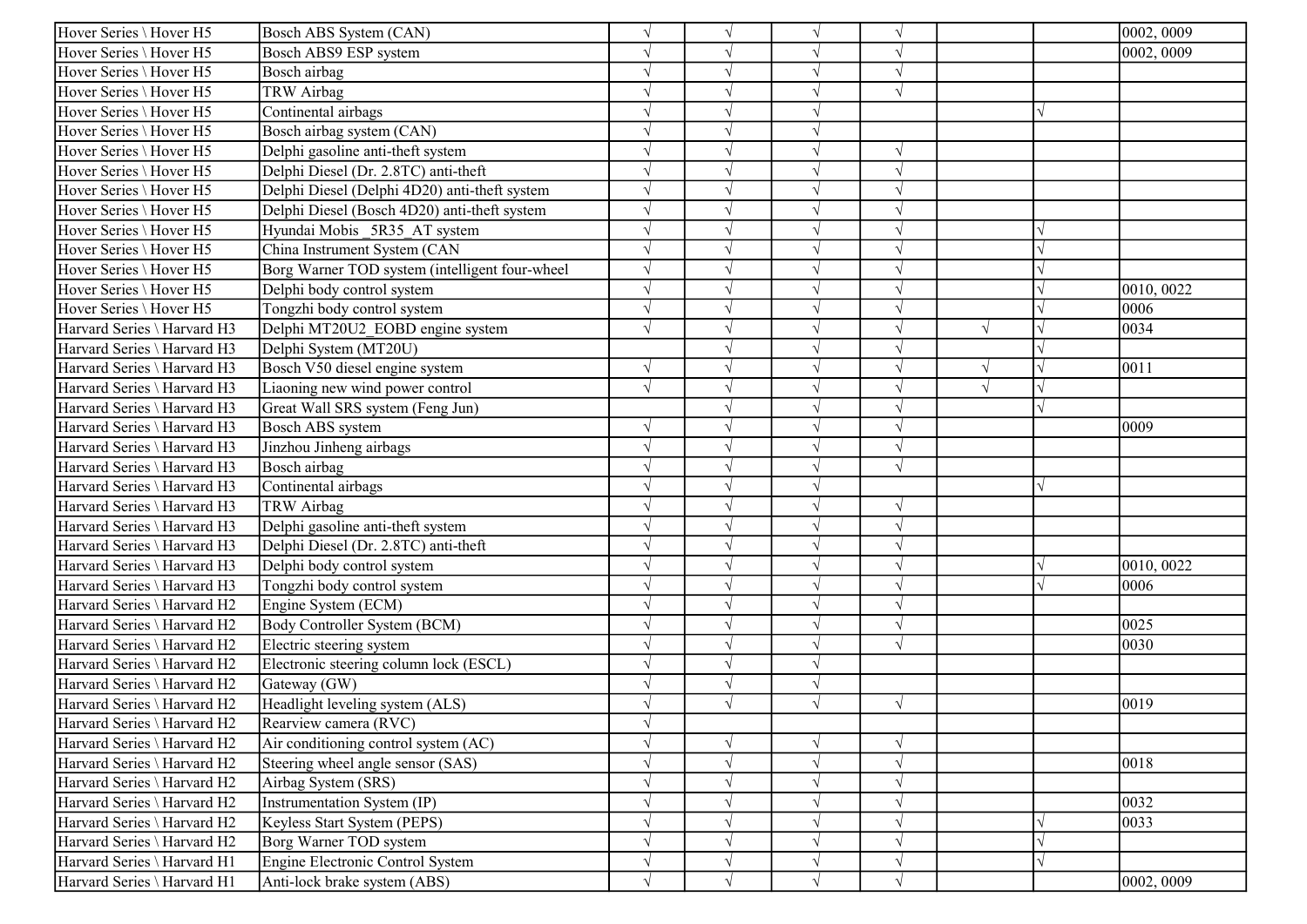| | | | | | | | | |
|---|---|---|---|---|---|---|---|---|
| Hover Series \ Hover H5 | Bosch ABS System (CAN) | √ | √ | √ | √ | | | 0002, 0009 |
| Hover Series \ Hover H5 | Bosch ABS9 ESP system | √ | √ | √ | √ | | | 0002, 0009 |
| Hover Series \ Hover H5 | Bosch airbag | √ | √ | √ | √ | | | |
| Hover Series \ Hover H5 | TRW Airbag | √ | √ | √ | √ | | | |
| Hover Series \ Hover H5 | Continental airbags | √ | √ | √ | | | √ | |
| Hover Series \ Hover H5 | Bosch airbag system (CAN) | √ | √ | √ | | | | |
| Hover Series \ Hover H5 | Delphi gasoline anti-theft system | √ | √ | √ | √ | | | |
| Hover Series \ Hover H5 | Delphi Diesel (Dr. 2.8TC) anti-theft | √ | √ | √ | √ | | | |
| Hover Series \ Hover H5 | Delphi Diesel (Delphi 4D20) anti-theft system | √ | √ | √ | √ | | | |
| Hover Series \ Hover H5 | Delphi Diesel (Bosch 4D20) anti-theft system | √ | √ | √ | √ | | | |
| Hover Series \ Hover H5 | Hyundai Mobis _5R35_AT system | √ | √ | √ | √ | | √ | |
| Hover Series \ Hover H5 | China Instrument System (CAN | √ | √ | √ | √ | | √ | |
| Hover Series \ Hover H5 | Borg Warner TOD system (intelligent four-wheel | √ | √ | √ | √ | | √ | |
| Hover Series \ Hover H5 | Delphi body control system | √ | √ | √ | √ | | √ | 0010, 0022 |
| Hover Series \ Hover H5 | Tongzhi body control system | √ | √ | √ | √ | | √ | 0006 |
| Harvard Series \ Harvard H3 | Delphi MT20U2_EOBD engine system | √ | √ | √ | √ | √ | √ | 0034 |
| Harvard Series \ Harvard H3 | Delphi System (MT20U) | | √ | √ | √ | | √ | |
| Harvard Series \ Harvard H3 | Bosch V50 diesel engine system | √ | √ | √ | √ | √ | √ | 0011 |
| Harvard Series \ Harvard H3 | Liaoning new wind power control | √ | √ | √ | √ | √ | √ | |
| Harvard Series \ Harvard H3 | Great Wall SRS system (Feng Jun) | | √ | √ | √ | | √ | |
| Harvard Series \ Harvard H3 | Bosch ABS system | √ | √ | √ | √ | | | 0009 |
| Harvard Series \ Harvard H3 | Jinzhou Jinheng airbags | √ | √ | √ | √ | | | |
| Harvard Series \ Harvard H3 | Bosch airbag | √ | √ | √ | √ | | | |
| Harvard Series \ Harvard H3 | Continental airbags | √ | √ | √ | | | √ | |
| Harvard Series \ Harvard H3 | TRW Airbag | √ | √ | √ | √ | | | |
| Harvard Series \ Harvard H3 | Delphi gasoline anti-theft system | √ | √ | √ | √ | | | |
| Harvard Series \ Harvard H3 | Delphi Diesel (Dr. 2.8TC) anti-theft | √ | √ | √ | √ | | | |
| Harvard Series \ Harvard H3 | Delphi body control system | √ | √ | √ | √ | | √ | 0010, 0022 |
| Harvard Series \ Harvard H3 | Tongzhi body control system | √ | √ | √ | √ | | √ | 0006 |
| Harvard Series \ Harvard H2 | Engine System (ECM) | √ | √ | √ | √ | | | |
| Harvard Series \ Harvard H2 | Body Controller System (BCM) | √ | √ | √ | √ | | | 0025 |
| Harvard Series \ Harvard H2 | Electric steering system | √ | √ | √ | √ | | | 0030 |
| Harvard Series \ Harvard H2 | Electronic steering column lock (ESCL) | √ | √ | √ | | | | |
| Harvard Series \ Harvard H2 | Gateway (GW) | √ | √ | √ | | | | |
| Harvard Series \ Harvard H2 | Headlight leveling system (ALS) | √ | √ | √ | √ | | | 0019 |
| Harvard Series \ Harvard H2 | Rearview camera (RVC) | √ | | | | | | |
| Harvard Series \ Harvard H2 | Air conditioning control system (AC) | √ | √ | √ | √ | | | |
| Harvard Series \ Harvard H2 | Steering wheel angle sensor (SAS) | √ | √ | √ | √ | | | 0018 |
| Harvard Series \ Harvard H2 | Airbag System (SRS) | √ | √ | √ | √ | | | |
| Harvard Series \ Harvard H2 | Instrumentation System (IP) | √ | √ | √ | √ | | | 0032 |
| Harvard Series \ Harvard H2 | Keyless Start System (PEPS) | √ | √ | √ | √ | | √ | 0033 |
| Harvard Series \ Harvard H2 | Borg Warner TOD system | √ | √ | √ | √ | | √ | |
| Harvard Series \ Harvard H1 | Engine Electronic Control System | √ | √ | √ | √ | | √ | |
| Harvard Series \ Harvard H1 | Anti-lock brake system (ABS) | √ | √ | √ | √ | | | 0002, 0009 |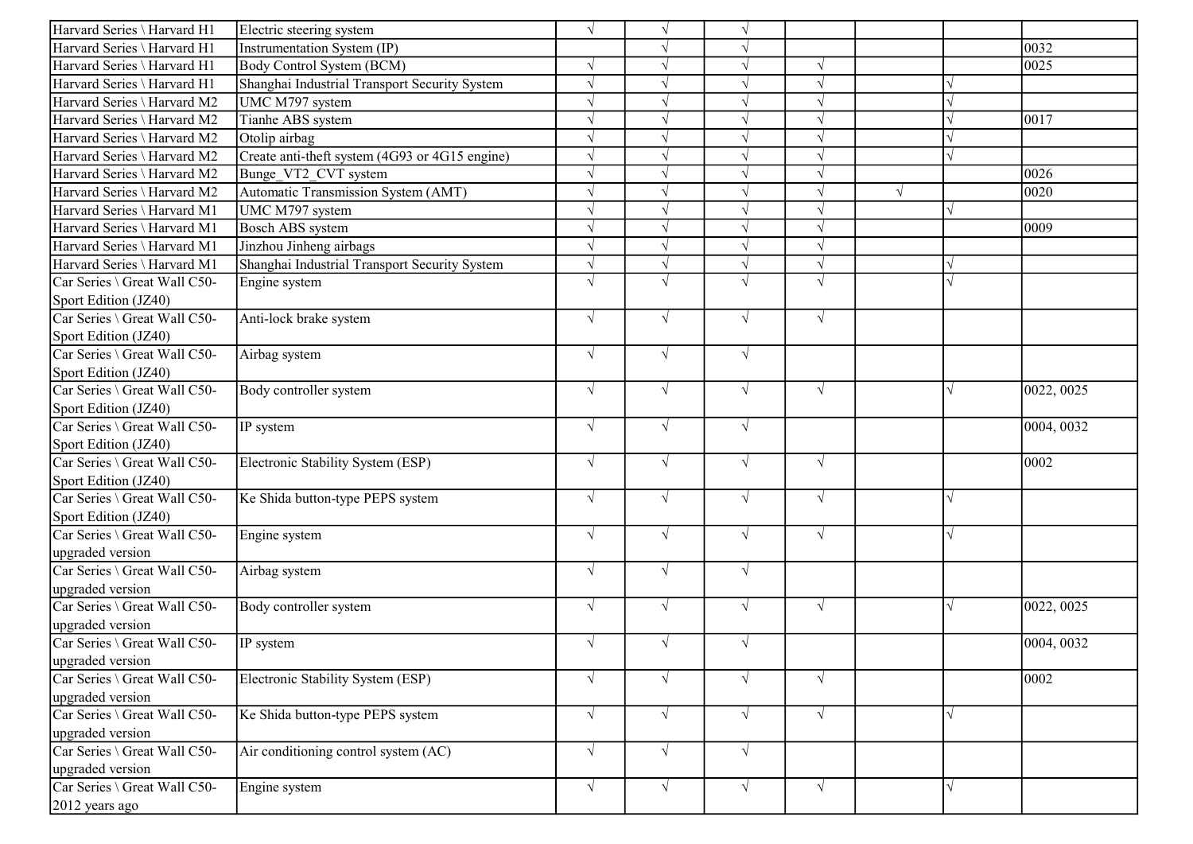| | | | | | | | | |
|---|---|---|---|---|---|---|---|---|
| Harvard Series \ Harvard H1 | Electric steering system | √ | √ | √ | | | | |
| Harvard Series \ Harvard H1 | Instrumentation System (IP) | | √ | √ | | | | 0032 |
| Harvard Series \ Harvard H1 | Body Control System (BCM) | √ | √ | √ | √ | | | 0025 |
| Harvard Series \ Harvard H1 | Shanghai Industrial Transport Security System | √ | √ | √ | √ | | √ | |
| Harvard Series \ Harvard M2 | UMC M797 system | √ | √ | √ | √ | | √ | |
| Harvard Series \ Harvard M2 | Tianhe ABS system | √ | √ | √ | √ | | √ | 0017 |
| Harvard Series \ Harvard M2 | Otolip airbag | √ | √ | √ | √ | | √ | |
| Harvard Series \ Harvard M2 | Create anti-theft system (4G93 or 4G15 engine) | √ | √ | √ | √ | | √ | |
| Harvard Series \ Harvard M2 | Bunge_VT2_CVT system | √ | √ | √ | √ | | | 0026 |
| Harvard Series \ Harvard M2 | Automatic Transmission System (AMT) | √ | √ | √ | √ | √ | | 0020 |
| Harvard Series \ Harvard M1 | UMC M797 system | √ | √ | √ | √ | | √ | |
| Harvard Series \ Harvard M1 | Bosch ABS system | √ | √ | √ | √ | | | 0009 |
| Harvard Series \ Harvard M1 | Jinzhou Jinheng airbags | √ | √ | √ | √ | | | |
| Harvard Series \ Harvard M1 | Shanghai Industrial Transport Security System | √ | √ | √ | √ | | √ | |
| Car Series \ Great Wall C50-Sport Edition (JZ40) | Engine system | √ | √ | √ | √ | | √ | |
| Car Series \ Great Wall C50-Sport Edition (JZ40) | Anti-lock brake system | √ | √ | √ | √ | | | |
| Car Series \ Great Wall C50-Sport Edition (JZ40) | Airbag system | √ | √ | √ | | | | |
| Car Series \ Great Wall C50-Sport Edition (JZ40) | Body controller system | √ | √ | √ | √ | | √ | 0022, 0025 |
| Car Series \ Great Wall C50-Sport Edition (JZ40) | IP system | √ | √ | √ | | | | 0004, 0032 |
| Car Series \ Great Wall C50-Sport Edition (JZ40) | Electronic Stability System (ESP) | √ | √ | √ | √ | | | 0002 |
| Car Series \ Great Wall C50-Sport Edition (JZ40) | Ke Shida button-type PEPS system | √ | √ | √ | √ | | √ | |
| Car Series \ Great Wall C50-upgraded version | Engine system | √ | √ | √ | √ | | √ | |
| Car Series \ Great Wall C50-upgraded version | Airbag system | √ | √ | √ | | | | |
| Car Series \ Great Wall C50-upgraded version | Body controller system | √ | √ | √ | √ | | √ | 0022, 0025 |
| Car Series \ Great Wall C50-upgraded version | IP system | √ | √ | √ | | | | 0004, 0032 |
| Car Series \ Great Wall C50-upgraded version | Electronic Stability System (ESP) | √ | √ | √ | √ | | | 0002 |
| Car Series \ Great Wall C50-upgraded version | Ke Shida button-type PEPS system | √ | √ | √ | √ | | √ | |
| Car Series \ Great Wall C50-upgraded version | Air conditioning control system (AC) | √ | √ | √ | | | | |
| Car Series \ Great Wall C50-2012 years ago | Engine system | √ | √ | √ | √ | | √ | |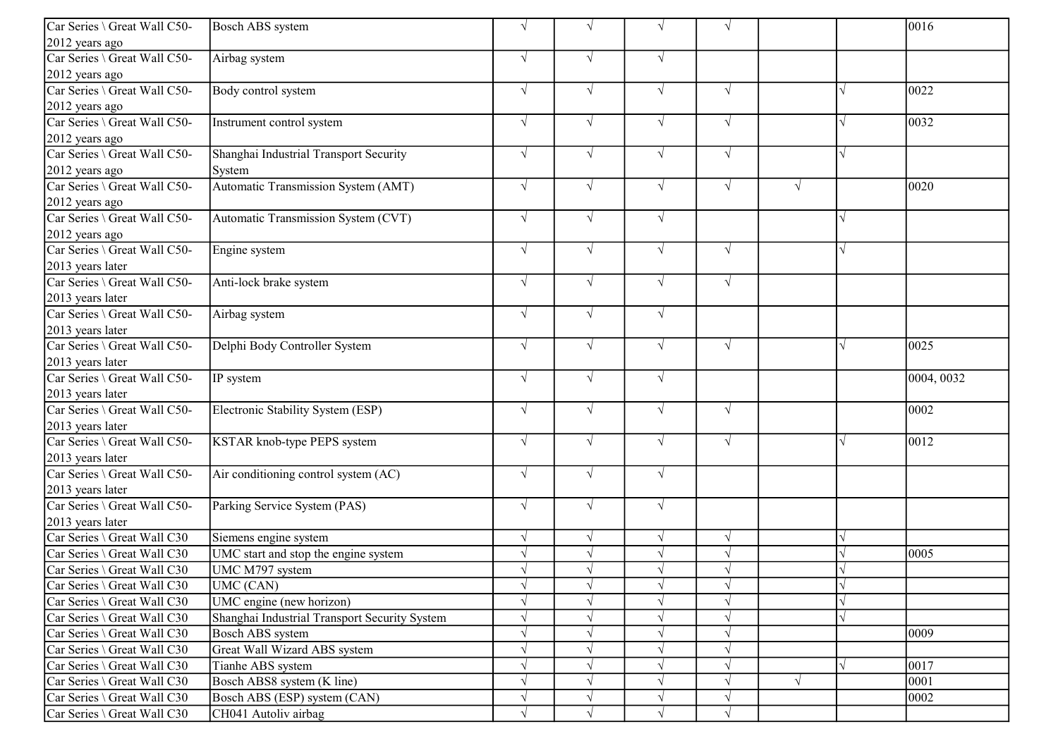| | | | | | | | | |
|---|---|---|---|---|---|---|---|---|
| Car Series \ Great Wall C50-2012 years ago | Bosch ABS system | √ | √ | √ | √ | | | 0016 |
| Car Series \ Great Wall C50-2012 years ago | Airbag system | √ | √ | √ | | | | |
| Car Series \ Great Wall C50-2012 years ago | Body control system | √ | √ | √ | √ | | √ | 0022 |
| Car Series \ Great Wall C50-2012 years ago | Instrument control system | √ | √ | √ | √ | | √ | 0032 |
| Car Series \ Great Wall C50-2012 years ago | Shanghai Industrial Transport Security System | √ | √ | √ | √ | | √ | |
| Car Series \ Great Wall C50-2012 years ago | Automatic Transmission System (AMT) | √ | √ | √ | √ | √ | | 0020 |
| Car Series \ Great Wall C50-2012 years ago | Automatic Transmission System (CVT) | √ | √ | √ | | | √ | |
| Car Series \ Great Wall C50-2013 years later | Engine system | √ | √ | √ | √ | | √ | |
| Car Series \ Great Wall C50-2013 years later | Anti-lock brake system | √ | √ | √ | √ | | | |
| Car Series \ Great Wall C50-2013 years later | Airbag system | √ | √ | √ | | | | |
| Car Series \ Great Wall C50-2013 years later | Delphi Body Controller System | √ | √ | √ | √ | | √ | 0025 |
| Car Series \ Great Wall C50-2013 years later | IP system | √ | √ | √ | | | | 0004, 0032 |
| Car Series \ Great Wall C50-2013 years later | Electronic Stability System (ESP) | √ | √ | √ | √ | | | 0002 |
| Car Series \ Great Wall C50-2013 years later | KSTAR knob-type PEPS system | √ | √ | √ | √ | | √ | 0012 |
| Car Series \ Great Wall C50-2013 years later | Air conditioning control system (AC) | √ | √ | √ | | | | |
| Car Series \ Great Wall C50-2013 years later | Parking Service System (PAS) | √ | √ | √ | | | | |
| Car Series \ Great Wall C30 | Siemens engine system | √ | √ | √ | √ | | √ | |
| Car Series \ Great Wall C30 | UMC start and stop the engine system | √ | √ | √ | √ | | √ | 0005 |
| Car Series \ Great Wall C30 | UMC M797 system | √ | √ | √ | √ | | √ | |
| Car Series \ Great Wall C30 | UMC (CAN) | √ | √ | √ | √ | | √ | |
| Car Series \ Great Wall C30 | UMC engine (new horizon) | √ | √ | √ | √ | | √ | |
| Car Series \ Great Wall C30 | Shanghai Industrial Transport Security System | √ | √ | √ | √ | | √ | |
| Car Series \ Great Wall C30 | Bosch ABS system | √ | √ | √ | √ | | | 0009 |
| Car Series \ Great Wall C30 | Great Wall Wizard ABS system | √ | √ | √ | √ | | | |
| Car Series \ Great Wall C30 | Tianhe ABS system | √ | √ | √ | √ | | √ | 0017 |
| Car Series \ Great Wall C30 | Bosch ABS8 system (K line) | √ | √ | √ | √ | √ | | 0001 |
| Car Series \ Great Wall C30 | Bosch ABS (ESP) system (CAN) | √ | √ | √ | √ | | | 0002 |
| Car Series \ Great Wall C30 | CH041 Autoliv airbag | √ | √ | √ | √ | | | |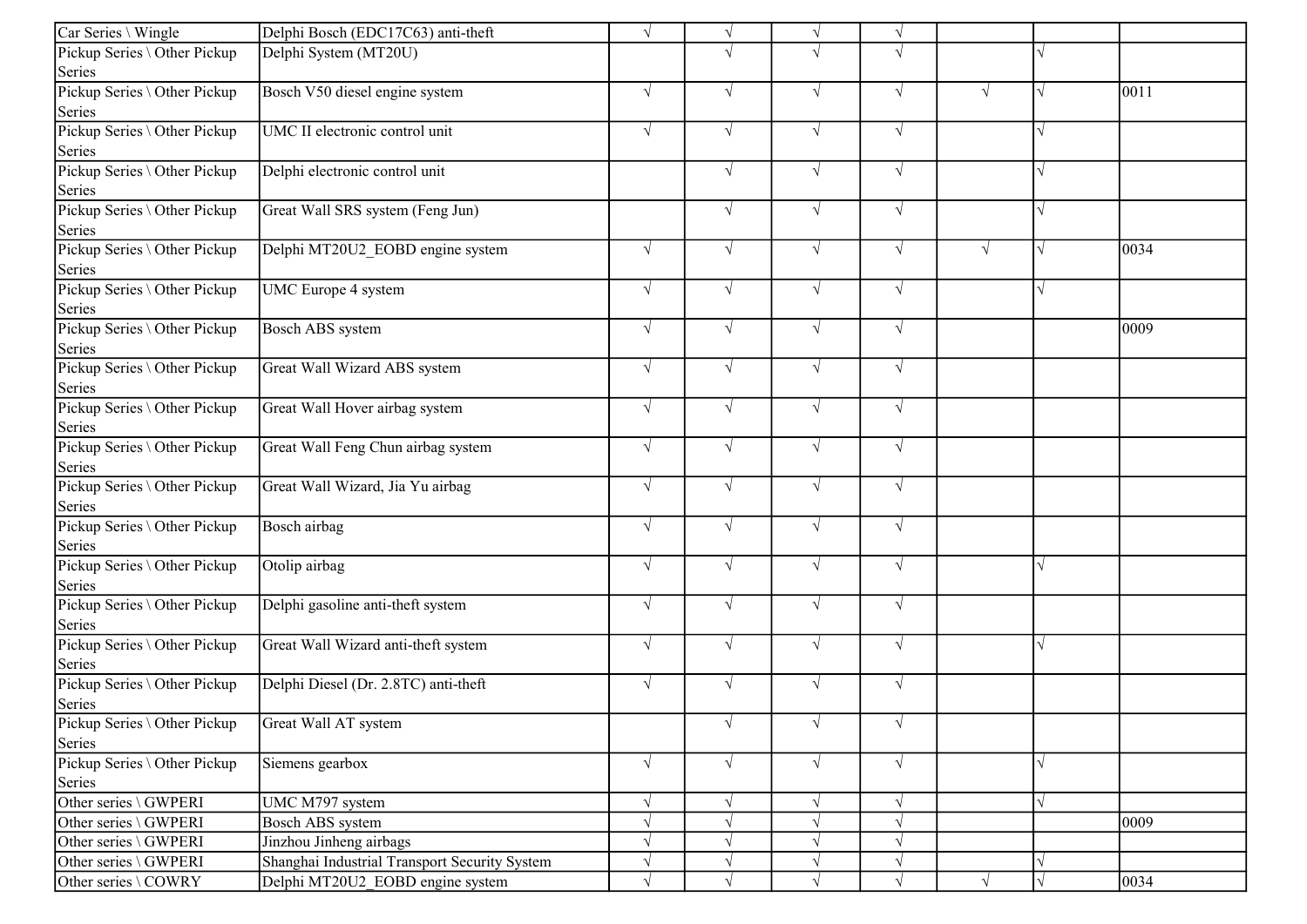| | | | | | | | | |
|---|---|---|---|---|---|---|---|---|
| Car Series \ Wingle | Delphi Bosch (EDC17C63) anti-theft | √ | √ | √ | √ | | | |
| Pickup Series \ Other Pickup Series | Delphi System (MT20U) | | √ | √ | √ | | √ | |
| Pickup Series \ Other Pickup Series | Bosch V50 diesel engine system | √ | √ | √ | √ | √ | √ | 0011 |
| Pickup Series \ Other Pickup Series | UMC II electronic control unit | √ | √ | √ | √ | | √ | |
| Pickup Series \ Other Pickup Series | Delphi electronic control unit | | √ | √ | √ | | √ | |
| Pickup Series \ Other Pickup Series | Great Wall SRS system (Feng Jun) | | √ | √ | √ | | √ | |
| Pickup Series \ Other Pickup Series | Delphi MT20U2_EOBD engine system | √ | √ | √ | √ | √ | √ | 0034 |
| Pickup Series \ Other Pickup Series | UMC Europe 4 system | √ | √ | √ | √ | | √ | |
| Pickup Series \ Other Pickup Series | Bosch ABS system | √ | √ | √ | √ | | | 0009 |
| Pickup Series \ Other Pickup Series | Great Wall Wizard ABS system | √ | √ | √ | √ | | | |
| Pickup Series \ Other Pickup Series | Great Wall Hover airbag system | √ | √ | √ | √ | | | |
| Pickup Series \ Other Pickup Series | Great Wall Feng Chun airbag system | √ | √ | √ | √ | | | |
| Pickup Series \ Other Pickup Series | Great Wall Wizard, Jia Yu airbag | √ | √ | √ | √ | | | |
| Pickup Series \ Other Pickup Series | Bosch airbag | √ | √ | √ | √ | | | |
| Pickup Series \ Other Pickup Series | Otolip airbag | √ | √ | √ | √ | | √ | |
| Pickup Series \ Other Pickup Series | Delphi gasoline anti-theft system | √ | √ | √ | √ | | | |
| Pickup Series \ Other Pickup Series | Great Wall Wizard anti-theft system | √ | √ | √ | √ | | √ | |
| Pickup Series \ Other Pickup Series | Delphi Diesel (Dr. 2.8TC) anti-theft | √ | √ | √ | √ | | | |
| Pickup Series \ Other Pickup Series | Great Wall AT system | | √ | √ | √ | | | |
| Pickup Series \ Other Pickup Series | Siemens gearbox | √ | √ | √ | √ | | √ | |
| Other series \ GWPERI | UMC M797 system | √ | √ | √ | √ | | √ | |
| Other series \ GWPERI | Bosch ABS system | √ | √ | √ | √ | | | 0009 |
| Other series \ GWPERI | Jinzhou Jinheng airbags | √ | √ | √ | √ | | | |
| Other series \ GWPERI | Shanghai Industrial Transport Security System | √ | √ | √ | √ | | √ | |
| Other series \ COWRY | Delphi MT20U2_EOBD engine system | √ | √ | √ | √ | √ | √ | 0034 |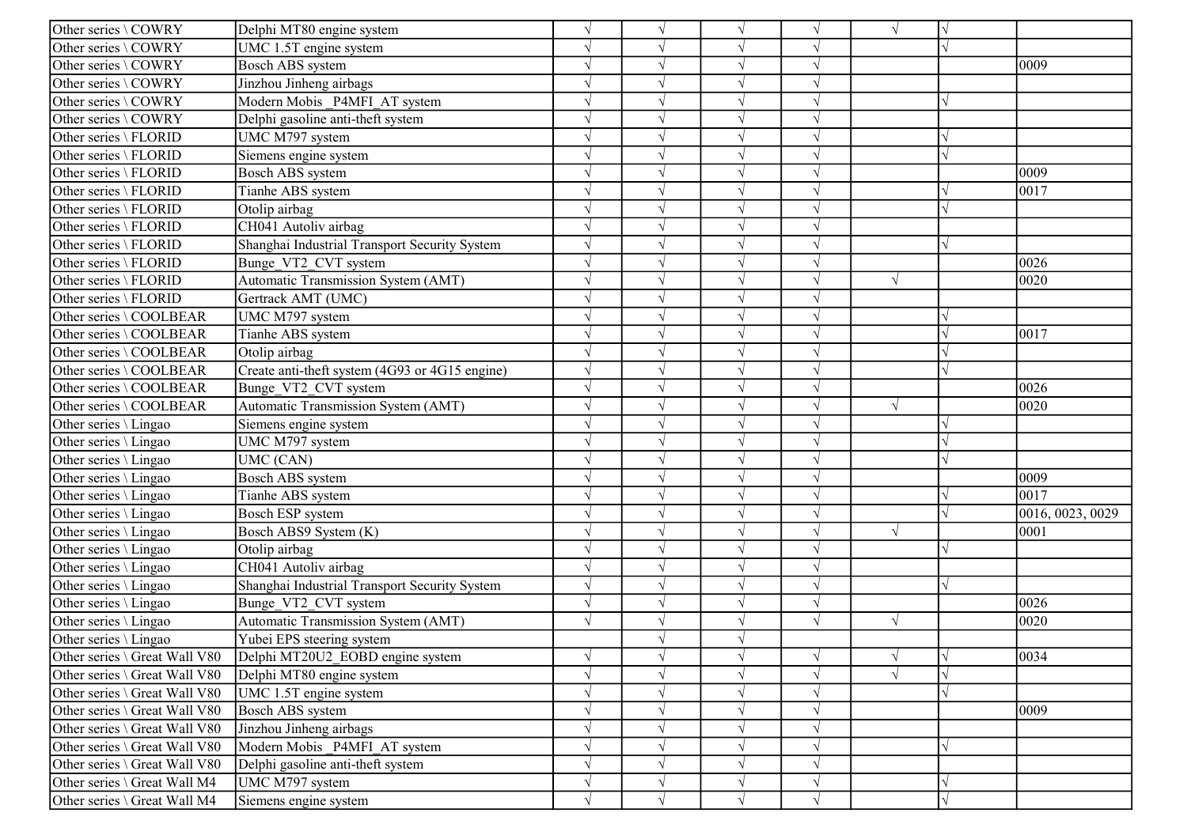| | | | | | | | | |
|---|---|---|---|---|---|---|---|---|
| Other series \ COWRY | Delphi MT80 engine system | √ | √ | √ | √ | √ | √ | |
| Other series \ COWRY | UMC 1.5T engine system | √ | √ | √ | √ | | √ | |
| Other series \ COWRY | Bosch ABS system | √ | √ | √ | √ | | | 0009 |
| Other series \ COWRY | Jinzhou Jinheng airbags | √ | √ | √ | √ | | | |
| Other series \ COWRY | Modern Mobis _P4MFI_AT system | √ | √ | √ | √ | | √ | |
| Other series \ COWRY | Delphi gasoline anti-theft system | √ | √ | √ | √ | | | |
| Other series \ FLORID | UMC M797 system | √ | √ | √ | √ | | √ | |
| Other series \ FLORID | Siemens engine system | √ | √ | √ | √ | | √ | |
| Other series \ FLORID | Bosch ABS system | √ | √ | √ | √ | | | 0009 |
| Other series \ FLORID | Tianhe ABS system | √ | √ | √ | √ | | √ | 0017 |
| Other series \ FLORID | Otolip airbag | √ | √ | √ | √ | | √ | |
| Other series \ FLORID | CH041 Autoliv airbag | √ | √ | √ | √ | | | |
| Other series \ FLORID | Shanghai Industrial Transport Security System | √ | √ | √ | √ | | √ | |
| Other series \ FLORID | Bunge_VT2_CVT system | √ | √ | √ | √ | | | 0026 |
| Other series \ FLORID | Automatic Transmission System (AMT) | √ | √ | √ | √ | √ | | 0020 |
| Other series \ FLORID | Gertrack AMT (UMC) | √ | √ | √ | √ | | | |
| Other series \ COOLBEAR | UMC M797 system | √ | √ | √ | √ | | √ | |
| Other series \ COOLBEAR | Tianhe ABS system | √ | √ | √ | √ | | √ | 0017 |
| Other series \ COOLBEAR | Otolip airbag | √ | √ | √ | √ | | √ | |
| Other series \ COOLBEAR | Create anti-theft system (4G93 or 4G15 engine) | √ | √ | √ | √ | | √ | |
| Other series \ COOLBEAR | Bunge_VT2_CVT system | √ | √ | √ | √ | | | 0026 |
| Other series \ COOLBEAR | Automatic Transmission System (AMT) | √ | √ | √ | √ | √ | | 0020 |
| Other series \ Lingao | Siemens engine system | √ | √ | √ | √ | | √ | |
| Other series \ Lingao | UMC M797 system | √ | √ | √ | √ | | √ | |
| Other series \ Lingao | UMC (CAN) | √ | √ | √ | √ | | √ | |
| Other series \ Lingao | Bosch ABS system | √ | √ | √ | √ | | | 0009 |
| Other series \ Lingao | Tianhe ABS system | √ | √ | √ | √ | | √ | 0017 |
| Other series \ Lingao | Bosch ESP system | √ | √ | √ | √ | | √ | 0016, 0023, 0029 |
| Other series \ Lingao | Bosch ABS9 System (K) | √ | √ | √ | √ | √ | | 0001 |
| Other series \ Lingao | Otolip airbag | √ | √ | √ | √ | | √ | |
| Other series \ Lingao | CH041 Autoliv airbag | √ | √ | √ | √ | | | |
| Other series \ Lingao | Shanghai Industrial Transport Security System | √ | √ | √ | √ | | √ | |
| Other series \ Lingao | Bunge_VT2_CVT system | √ | √ | √ | √ | | | 0026 |
| Other series \ Lingao | Automatic Transmission System (AMT) | √ | √ | √ | √ | √ | | 0020 |
| Other series \ Lingao | Yubei EPS steering system | | √ | √ | | | | |
| Other series \ Great Wall V80 | Delphi MT20U2_EOBD engine system | √ | √ | √ | √ | √ | √ | 0034 |
| Other series \ Great Wall V80 | Delphi MT80 engine system | √ | √ | √ | √ | √ | √ | |
| Other series \ Great Wall V80 | UMC 1.5T engine system | √ | √ | √ | √ | | √ | |
| Other series \ Great Wall V80 | Bosch ABS system | √ | √ | √ | √ | | | 0009 |
| Other series \ Great Wall V80 | Jinzhou Jinheng airbags | √ | √ | √ | √ | | | |
| Other series \ Great Wall V80 | Modern Mobis _P4MFI_AT system | √ | √ | √ | √ | | √ | |
| Other series \ Great Wall V80 | Delphi gasoline anti-theft system | √ | √ | √ | √ | | | |
| Other series \ Great Wall M4 | UMC M797 system | √ | √ | √ | √ | | √ | |
| Other series \ Great Wall M4 | Siemens engine system | √ | √ | √ | √ | | √ | |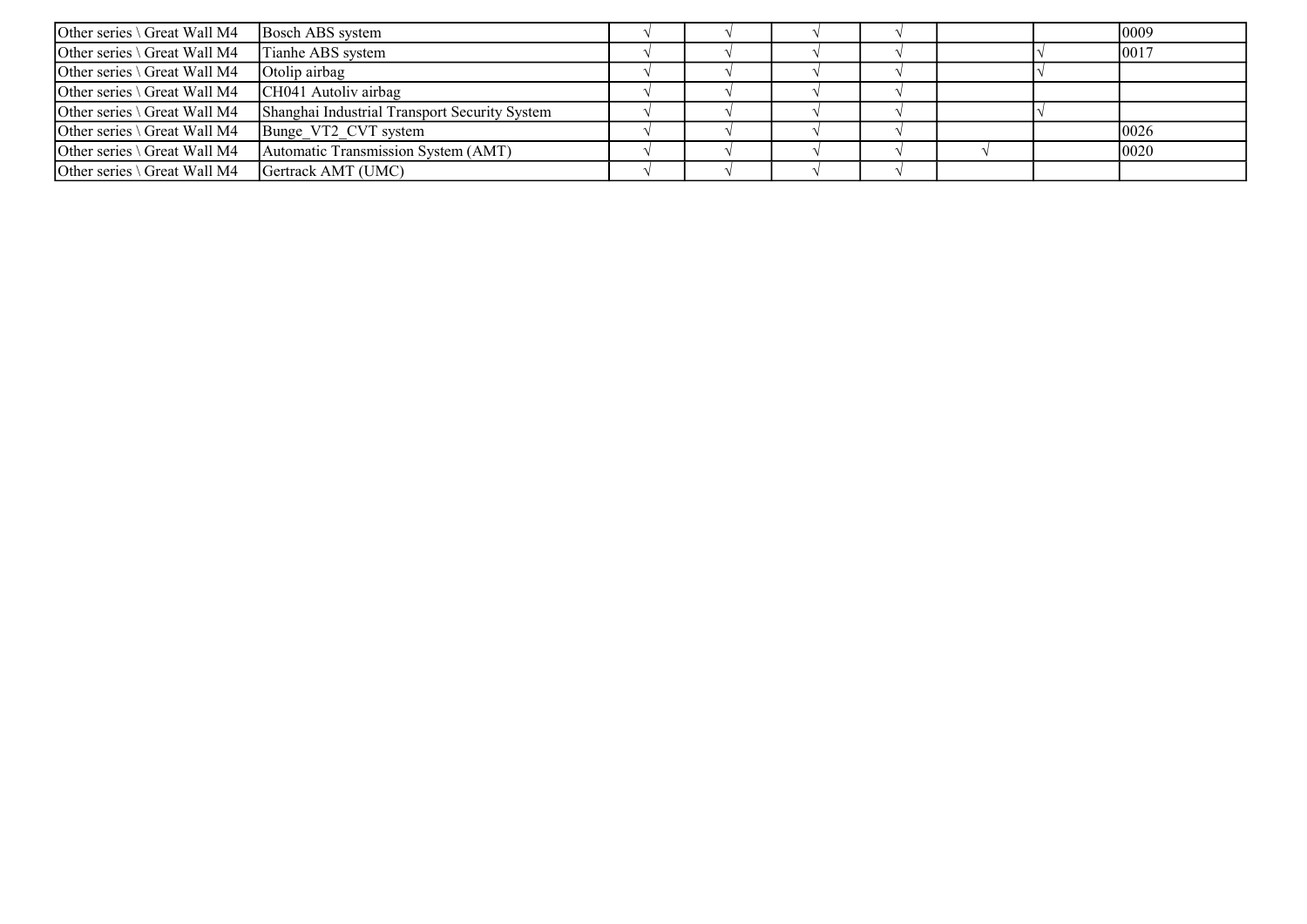| | | | | | | | | |
|---|---|---|---|---|---|---|---|---|
| Other series \ Great Wall M4 | Bosch ABS system | √ | √ | √ | √ | | | 0009 |
| Other series \ Great Wall M4 | Tianhe ABS system | √ | √ | √ | √ | | √ | 0017 |
| Other series \ Great Wall M4 | Otolip airbag | √ | √ | √ | √ | | √ | |
| Other series \ Great Wall M4 | CH041 Autoliv airbag | √ | √ | √ | √ | | | |
| Other series \ Great Wall M4 | Shanghai Industrial Transport Security System | √ | √ | √ | √ | | √ | |
| Other series \ Great Wall M4 | Bunge_VT2_CVT system | √ | √ | √ | √ | | | 0026 |
| Other series \ Great Wall M4 | Automatic Transmission System (AMT) | √ | √ | √ | √ | √ | | 0020 |
| Other series \ Great Wall M4 | Gertrack AMT (UMC) | √ | √ | √ | √ | | | |